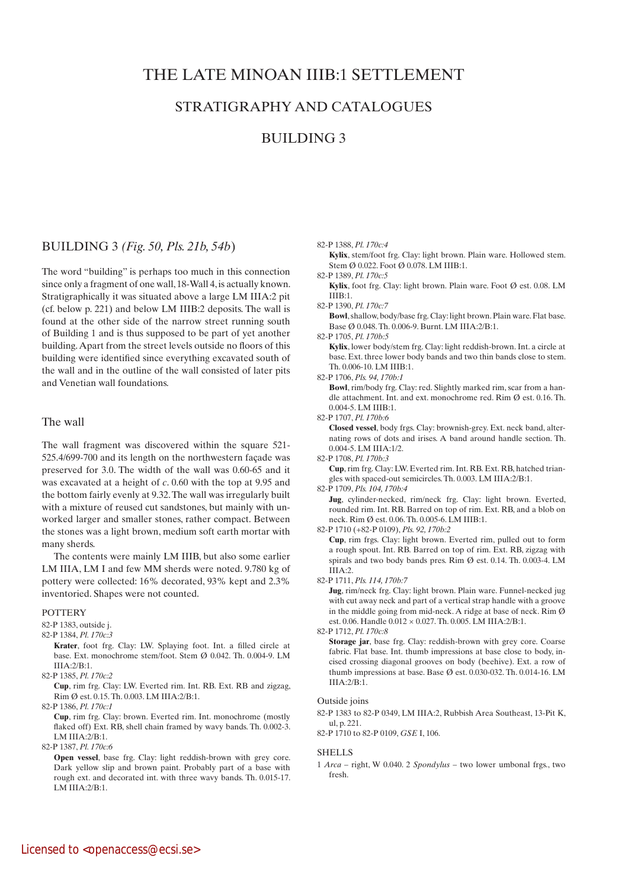# THE LATE MINOAN IIIB:1 SETTLEMENT

## STRATIGRAPHY AND CATALOGUES

## BUILDING 3

## BUILDING 3 *(Fig. 50, Pls. 21b, 54b)*

The word "building" is perhaps too much in this connection since only a fragment of one wall, 18-Wall 4, is actually known. Stratigraphically it was situated above a large LM IIIA:2 pit (cf. below p. 221) and below LM IIIB:2 deposits. The wall is found at the other side of the narrow street running south of Building 1 and is thus supposed to be part of yet another building. Apart from the street levels outside no floors of this building were identified since everything excavated south of the wall and in the outline of the wall consisted of later pits and Venetian wall foundations.

### The wall

The wall fragment was discovered within the square 521-525.4/699-700 and its length on the northwestern façade was preserved for 3.0. The width of the wall was 0.60-65 and it was excavated at a height of *c*. 0.60 with the top at 9.95 and the bottom fairly evenly at 9.32. The wall was irregularly built with a mixture of reused cut sandstones, but mainly with unworked larger and smaller stones, rather compact. Between the stones was a light brown, medium soft earth mortar with many sherds.

The contents were mainly LM IIIB, but also some earlier LM IIIA, LM I and few MM sherds were noted. 9.780 kg of pottery were collected: 16% decorated, 93% kept and 2.3% inventoried. Shapes were not counted.

#### POTTERY

82-P 1383, outside j.

82-P 1384, *Pl. 170c:3*
**Krater**, foot frg. Clay: LW. Splaying foot. Int. a filled circle at base. Ext. monochrome stem/foot. Stem Ø 0.042. Th. 0.004-9. LM IIIA:2/B:1.

82-P 1385, *Pl. 170c:2*
**Cup**, rim frg. Clay: LW. Everted rim. Int. RB. Ext. RB and zigzag, Rim Ø est. 0.15. Th. 0.003. LM IIIA:2/B:1.

82-P 1386, *Pl. 170c:1*
**Cup**, rim frg. Clay: brown. Everted rim. Int. monochrome (mostly flaked off) Ext. RB, shell chain framed by wavy bands. Th. 0.002-3. LM IIIA:2/B:1.

82-P 1387, *Pl. 170c:6*
**Open vessel**, base frg. Clay: light reddish-brown with grey core. Dark yellow slip and brown paint. Probably part of a base with rough ext. and decorated int. with three wavy bands. Th. 0.015-17. LM IIIA:2/B:1.

82-P 1388, *Pl. 170c:4*
**Kylix**, stem/foot frg. Clay: light brown. Plain ware. Hollowed stem. Stem Ø 0.022. Foot Ø 0.078. LM IIIB:1.

82-P 1389, *Pl. 170c:5*
**Kylix**, foot frg. Clay: light brown. Plain ware. Foot Ø est. 0.08. LM IIIB:1.

82-P 1390, *Pl. 170c:7*
**Bowl**, shallow, body/base frg. Clay: light brown. Plain ware. Flat base. Base Ø 0.048. Th. 0.006-9. Burnt. LM IIIA:2/B:1.

82-P 1705, *Pl. 170b:5*
**Kylix**, lower body/stem frg. Clay: light reddish-brown. Int. a circle at base. Ext. three lower body bands and two thin bands close to stem. Th. 0.006-10. LM IIIB:1.

82-P 1706, *Pls. 94, 170b:1*
**Bowl**, rim/body frg. Clay: red. Slightly marked rim, scar from a handle attachment. Int. and ext. monochrome red. Rim Ø est. 0.16. Th. 0.004-5. LM IIIB:1.

82-P 1707, *Pl. 170b:6*
**Closed vessel**, body frgs. Clay: brownish-grey. Ext. neck band, alternating rows of dots and irises. A band around handle section. Th. 0.004-5. LM IIIA:1/2.

82-P 1708, *Pl. 170b:3*
**Cup**, rim frg. Clay: LW. Everted rim. Int. RB. Ext. RB, hatched triangles with spaced-out semicircles. Th. 0.003. LM IIIA:2/B:1.

82-P 1709, *Pls. 104, 170b:4*
**Jug**, cylinder-necked, rim/neck frg. Clay: light brown. Everted, rounded rim. Int. RB. Barred on top of rim. Ext. RB, and a blob on neck. Rim Ø est. 0.06. Th. 0.005-6. LM IIIB:1.

82-P 1710 (+82-P 0109), *Pls. 92, 170b:2*
**Cup**, rim frgs. Clay: light brown. Everted rim, pulled out to form a rough spout. Int. RB. Barred on top of rim. Ext. RB, zigzag with spirals and two body bands pres. Rim Ø est. 0.14. Th. 0.003-4. LM IIIA:2.

82-P 1711, *Pls. 114, 170b:7*
**Jug**, rim/neck frg. Clay: light brown. Plain ware. Funnel-necked jug with cut away neck and part of a vertical strap handle with a groove in the middle going from mid-neck. A ridge at base of neck. Rim Ø est. 0.06. Handle 0.012 × 0.027. Th. 0.005. LM IIIA:2/B:1.

82-P 1712, *Pl. 170c:8*
**Storage jar**, base frg. Clay: reddish-brown with grey core. Coarse fabric. Flat base. Int. thumb impressions at base close to body, incised crossing diagonal grooves on body (beehive). Ext. a row of thumb impressions at base. Base Ø est. 0.030-032. Th. 0.014-16. LM IIIA:2/B:1.

#### Outside joins

82-P 1383 to 82-P 0349, LM IIIA:2, Rubbish Area Southeast, 13-Pit K, ul, p. 221.

82-P 1710 to 82-P 0109, *GSE* I, 106.

#### SHELLS

1 *Arca* – right, W 0.040. 2 *Spondylus* – two lower umbonal frgs., two fresh.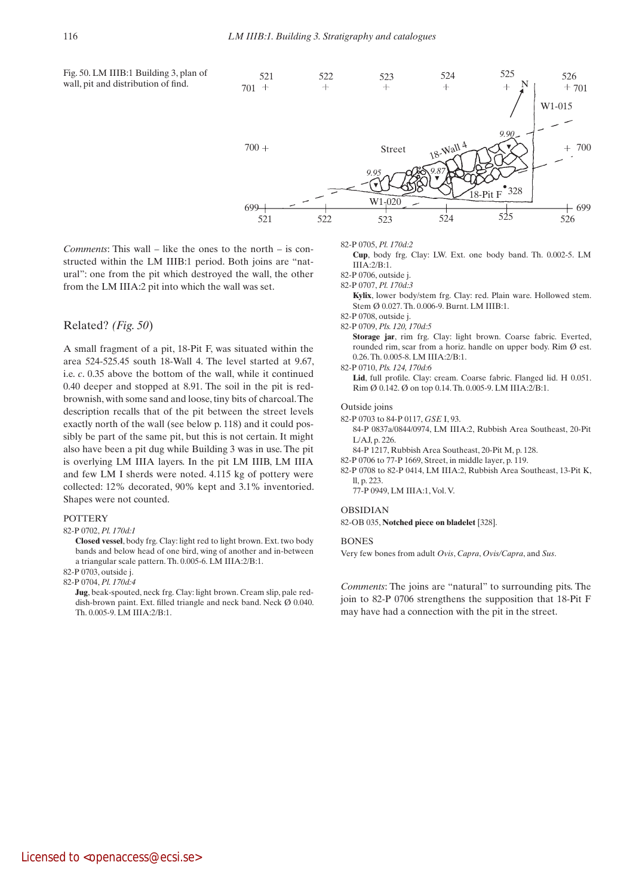Fig. 50. LM IIIB:1 Building 3, plan of wall, pit and distribution of find.

521
522
523
524
525
526
701
701
N
W1-015
700
700
Street
18-Wall 4
9.90
9.95
9.87
18-Pit F
328
W1-020
699
699
521
522
523
524
525
526

*Comments*: This wall – like the ones to the north – is constructed within the LM IIIB:1 period. Both joins are "natural": one from the pit which destroyed the wall, the other from the LM IIIA:2 pit into which the wall was set.

## Related? *(Fig. 50)*

A small fragment of a pit, 18-Pit F, was situated within the area 524-525.45 south 18-Wall 4. The level started at 9.67, i.e. *c.* 0.35 above the bottom of the wall, while it continued 0.40 deeper and stopped at 8.91. The soil in the pit is red-brownish, with some sand and loose, tiny bits of charcoal. The description recalls that of the pit between the street levels exactly north of the wall (see below p. 118) and it could possibly be part of the same pit, but this is not certain. It might also have been a pit dug while Building 3 was in use. The pit is overlying LM IIIA layers. In the pit LM IIIB, LM IIIA and few LM I sherds were noted. 4.115 kg of pottery were collected: 12% decorated, 90% kept and 3.1% inventoried. Shapes were not counted.

### POTTERY

82-P 0702, *Pl. 170d:1*
**Closed vessel**, body frg. Clay: light red to light brown. Ext. two body bands and below head of one bird, wing of another and in-between a triangular scale pattern. Th. 0.005-6. LM IIIA:2/B:1.

82-P 0703, outside j.

82-P 0704, *Pl. 170d:4*
**Jug**, beak-spouted, neck frg. Clay: light brown. Cream slip, pale reddish-brown paint. Ext. filled triangle and neck band. Neck Ø 0.040. Th. 0.005-9. LM IIIA:2/B:1.

82-P 0705, *Pl. 170d:2*
**Cup**, body frg. Clay: LW. Ext. one body band. Th. 0.002-5. LM IIIA:2/B:1.

82-P 0706, outside j.

82-P 0707, *Pl. 170d:3*
**Kylix**, lower body/stem frg. Clay: red. Plain ware. Hollowed stem. Stem Ø 0.027. Th. 0.006-9. Burnt. LM IIIB:1.

82-P 0708, outside j.

82-P 0709, *Pls. 120, 170d:5*
**Storage jar**, rim frg. Clay: light brown. Coarse fabric. Everted, rounded rim, scar from a horiz. handle on upper body. Rim Ø est. 0.26. Th. 0.005-8. LM IIIA:2/B:1.

82-P 0710, *Pls. 124, 170d:6*
**Lid**, full profile. Clay: cream. Coarse fabric. Flanged lid. H 0.051. Rim Ø 0.142. Ø on top 0.14. Th. 0.005-9. LM IIIA:2/B:1.

Outside joins

82-P 0703 to 84-P 0117, *GSE* I, 93.
84-P 0837a/0844/0974, LM IIIA:2, Rubbish Area Southeast, 20-Pit L/AJ, p. 226.
84-P 1217, Rubbish Area Southeast, 20-Pit M, p. 128.

82-P 0706 to 77-P 1669, Street, in middle layer, p. 119.

82-P 0708 to 82-P 0414, LM IIIA:2, Rubbish Area Southeast, 13-Pit K, ll, p. 223.
77-P 0949, LM IIIA:1, Vol. V.

### OBSIDIAN

82-OB 035, **Notched piece on bladelet** [328].

### BONES

Very few bones from adult *Ovis*, *Capra*, *Ovis/Capra*, and *Sus*.

*Comments*: The joins are "natural" to surrounding pits. The join to 82-P 0706 strengthens the supposition that 18-Pit F may have had a connection with the pit in the street.